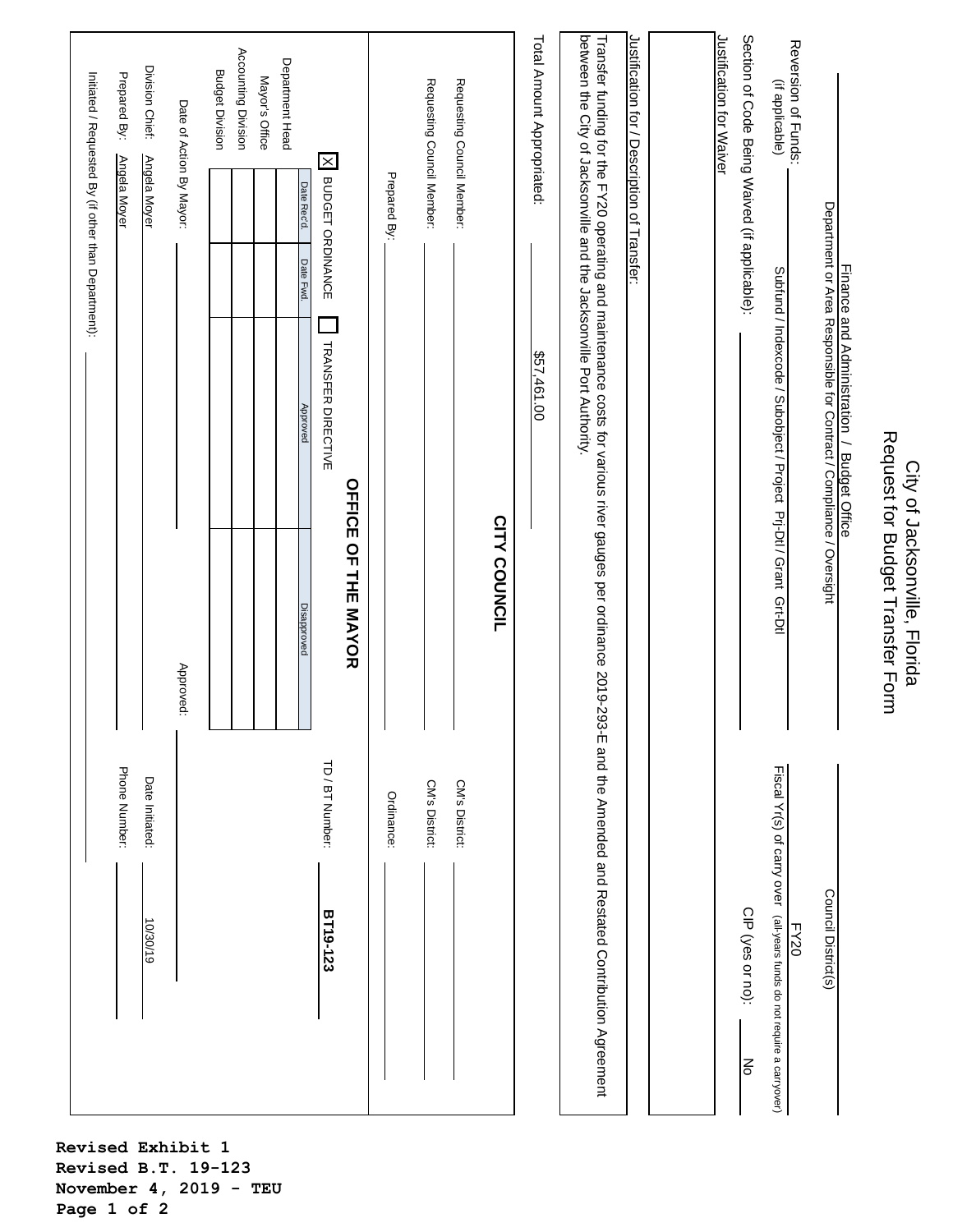# City of Jacksonville, Florida
## Request for Budget Transfer Form

Finance and Administration / Budget Office
Department or Area Responsible for Contract / Compliance / Oversight

Council District(s):

Reversion of Funds: (if applicable)
Subfund / Indexcode / Subobject / Project Prj-Dtl / Grant Grt-Dtl

Fiscal Yr(s) of carry over (all-years funds do not require a carryover): FY20

Section of Code Being Waived (if applicable):

CIP (yes or no): No

Justification for Waiver

Justification for / Description of Transfer:

Transfer funding for the FY20 operating and maintenance costs for various river gauges per ordinance 2019-293-E and the Amended and Restated Contribution Agreement between the City of Jacksonville and the Jacksonville Port Authority.

Total Amount Appropriated: $57,461.00

## CITY COUNCIL

Requesting Council Member: ______ CM's District: ______

Requesting Council Member: ______ CM's District: ______

Prepared By: ______ Ordinance: ______

## OFFICE OF THE MAYOR

[X] BUDGET ORDINANCE [ ] TRANSFER DIRECTIVE

TD / BT Number: **BT19-123**

| | Date Rec'd. | Date Fwd. | Approved | Disapproved |
|---|---|---|---|---|
| Department Head | | | | |
| Mayor's Office | | | | |
| Accounting Division | | | | |
| Budget Division | | | | |

Date of Action By Mayor: ______ Approved: ______

Division Chief: Angela Moyer Date Initiated: 10/30/19

Prepared By: Angela Moyer Phone Number:

Initiated / Requested By (if other than Department):

**Revised Exhibit 1**
**Revised B.T. 19-123**
**November 4, 2019 - TEU**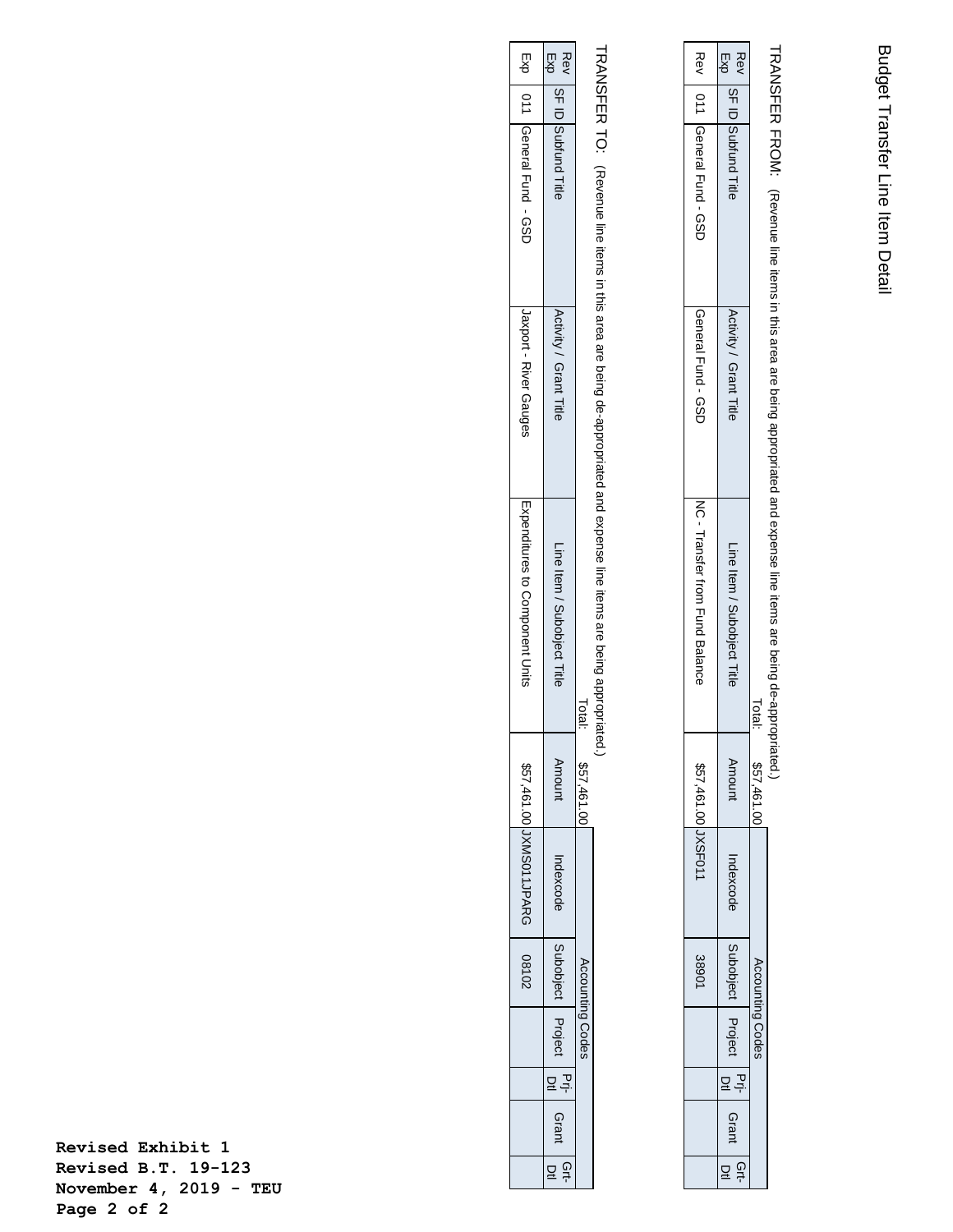# Budget Transfer Line Item Detail

## TRANSFER FROM: (Revenue line items in this area are being appropriated and expense line items are being de-appropriated.)

Total: $57,461.00

| Rev Exp | SF ID | Subfund Title | Activity / Grant Title | Line Item / Subobject Title | Amount | Accounting Codes | | | | | |
|---|---|---|---|---|---|---|---|---|---|---|---|
| | | | | | | Indexcode | Subobject | Project | Prj-Dtl | Grant | Grt-Dtl |
| Rev | 011 | General Fund - GSD | General Fund - GSD | NC - Transfer from Fund Balance | $57,461.00 | JXSF011 | 38901 | | | | |

## TRANSFER TO: (Revenue line items in this area are being de-appropriated and expense line items are being appropriated.)

Total: $57,461.00

| Rev Exp | SF ID | Subfund Title | Activity / Grant Title | Line Item / Subobject Title | Amount | Accounting Codes | | | | | |
|---|---|---|---|---|---|---|---|---|---|---|---|
| | | | | | | Indexcode | Subobject | Project | Prj-Dtl | Grant | Grt-Dtl |
| Exp | 011 | General Fund - GSD | Jaxport - River Gauges | Expenditures to Component Units | $57,461.00 | JXMS011JPARG | 08102 | | | | |

**Revised Exhibit 1**
**Revised B.T. 19-123**
**November 4, 2019 - TEU**